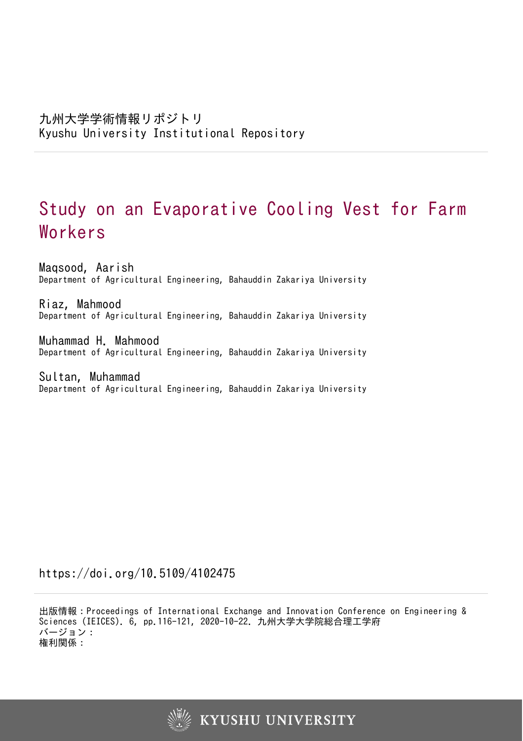九州大学学術情報リポジトリ
Kyushu University Institutional Repository

# Study on an Evaporative Cooling Vest for Farm Workers

Maqsood, Aarish
Department of Agricultural Engineering, Bahauddin Zakariya University

Riaz, Mahmood
Department of Agricultural Engineering, Bahauddin Zakariya University

Muhammad H. Mahmood
Department of Agricultural Engineering, Bahauddin Zakariya University

Sultan, Muhammad
Department of Agricultural Engineering, Bahauddin Zakariya University

https://doi.org/10.5109/4102475

出版情報：Proceedings of International Exchange and Innovation Conference on Engineering & Sciences (IEICES). 6, pp.116-121, 2020-10-22. 九州大学大学院総合理工学府
バージョン：
権利関係：

KYUSHU UNIVERSITY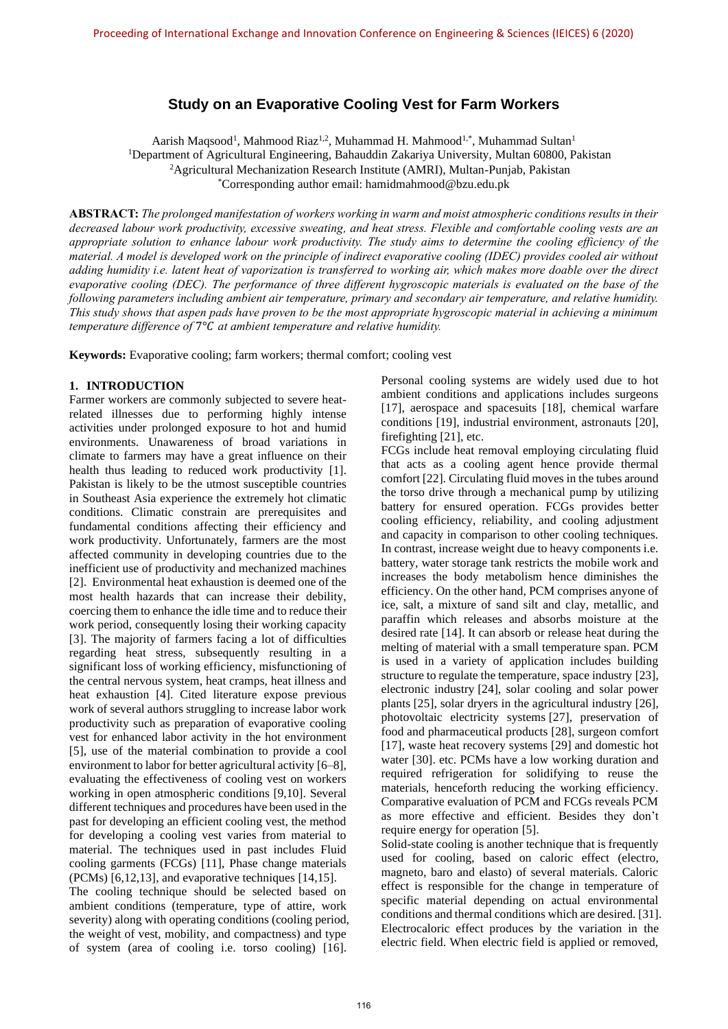# Study on an Evaporative Cooling Vest for Farm Workers

Aarish Maqsood[1], Mahmood Riaz[1,2], Muhammad H. Mahmood[1,*], Muhammad Sultan[1]

[1]Department of Agricultural Engineering, Bahauddin Zakariya University, Multan 60800, Pakistan

[2]Agricultural Mechanization Research Institute (AMRI), Multan-Punjab, Pakistan

[*]Corresponding author email: hamidmahmood@bzu.edu.pk

**ABSTRACT:** *The prolonged manifestation of workers working in warm and moist atmospheric conditions results in their decreased labour work productivity, excessive sweating, and heat stress. Flexible and comfortable cooling vests are an appropriate solution to enhance labour work productivity. The study aims to determine the cooling efficiency of the material. A model is developed work on the principle of indirect evaporative cooling (IDEC) provides cooled air without adding humidity i.e. latent heat of vaporization is transferred to working air, which makes more doable over the direct evaporative cooling (DEC). The performance of three different hygroscopic materials is evaluated on the base of the following parameters including ambient air temperature, primary and secondary air temperature, and relative humidity. This study shows that aspen pads have proven to be the most appropriate hygroscopic material in achieving a minimum temperature difference of 7°C at ambient temperature and relative humidity.*

**Keywords:** Evaporative cooling; farm workers; thermal comfort; cooling vest

## 1. INTRODUCTION

Farmer workers are commonly subjected to severe heat-related illnesses due to performing highly intense activities under prolonged exposure to hot and humid environments. Unawareness of broad variations in climate to farmers may have a great influence on their health thus leading to reduced work productivity [1]. Pakistan is likely to be the utmost susceptible countries in Southeast Asia experience the extremely hot climatic conditions. Climatic constrain are prerequisites and fundamental conditions affecting their efficiency and work productivity. Unfortunately, farmers are the most affected community in developing countries due to the inefficient use of productivity and mechanized machines [2]. Environmental heat exhaustion is deemed one of the most health hazards that can increase their debility, coercing them to enhance the idle time and to reduce their work period, consequently losing their working capacity [3]. The majority of farmers facing a lot of difficulties regarding heat stress, subsequently resulting in a significant loss of working efficiency, misfunctioning of the central nervous system, heat cramps, heat illness and heat exhaustion [4]. Cited literature expose previous work of several authors struggling to increase labor work productivity such as preparation of evaporative cooling vest for enhanced labor activity in the hot environment [5], use of the material combination to provide a cool environment to labor for better agricultural activity [6–8], evaluating the effectiveness of cooling vest on workers working in open atmospheric conditions [9,10]. Several different techniques and procedures have been used in the past for developing an efficient cooling vest, the method for developing a cooling vest varies from material to material. The techniques used in past includes Fluid cooling garments (FCGs) [11], Phase change materials (PCMs) [6,12,13], and evaporative techniques [14,15].

The cooling technique should be selected based on ambient conditions (temperature, type of attire, work severity) along with operating conditions (cooling period, the weight of vest, mobility, and compactness) and type of system (area of cooling i.e. torso cooling) [16]. Personal cooling systems are widely used due to hot ambient conditions and applications includes surgeons [17], aerospace and spacesuits [18], chemical warfare conditions [19], industrial environment, astronauts [20], firefighting [21], etc.

FCGs include heat removal employing circulating fluid that acts as a cooling agent hence provide thermal comfort [22]. Circulating fluid moves in the tubes around the torso drive through a mechanical pump by utilizing battery for ensured operation. FCGs provides better cooling efficiency, reliability, and cooling adjustment and capacity in comparison to other cooling techniques. In contrast, increase weight due to heavy components i.e. battery, water storage tank restricts the mobile work and increases the body metabolism hence diminishes the efficiency. On the other hand, PCM comprises anyone of ice, salt, a mixture of sand silt and clay, metallic, and paraffin which releases and absorbs moisture at the desired rate [14]. It can absorb or release heat during the melting of material with a small temperature span. PCM is used in a variety of application includes building structure to regulate the temperature, space industry [23], electronic industry [24], solar cooling and solar power plants [25], solar dryers in the agricultural industry [26], photovoltaic electricity systems [27], preservation of food and pharmaceutical products [28], surgeon comfort [17], waste heat recovery systems [29] and domestic hot water [30]. etc. PCMs have a low working duration and required refrigeration for solidifying to reuse the materials, henceforth reducing the working efficiency. Comparative evaluation of PCM and FCGs reveals PCM as more effective and efficient. Besides they don't require energy for operation [5].

Solid-state cooling is another technique that is frequently used for cooling, based on caloric effect (electro, magneto, baro and elasto) of several materials. Caloric effect is responsible for the change in temperature of specific material depending on actual environmental conditions and thermal conditions which are desired. [31]. Electrocaloric effect produces by the variation in the electric field. When electric field is applied or removed,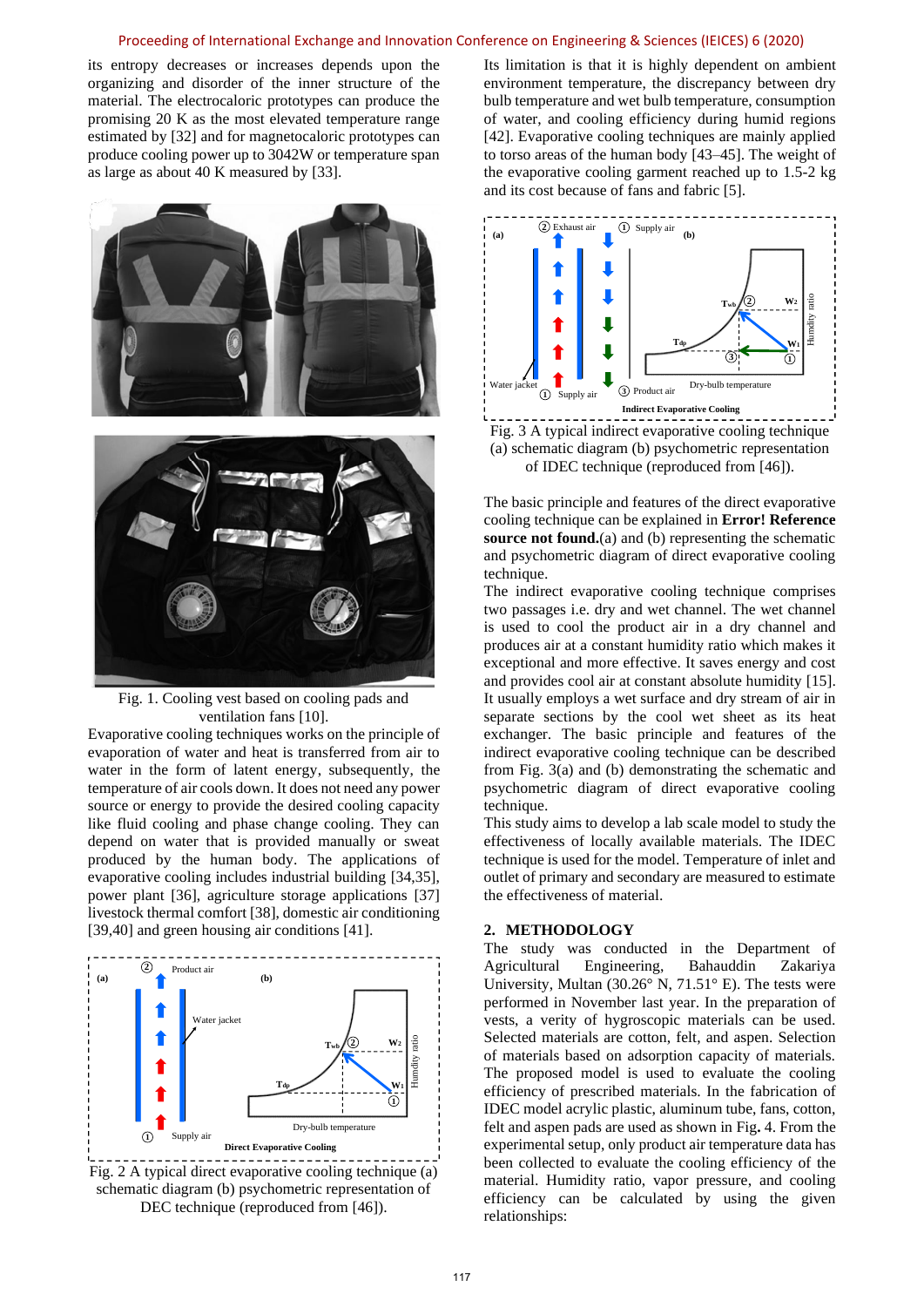its entropy decreases or increases depends upon the organizing and disorder of the inner structure of the material. The electrocaloric prototypes can produce the promising 20 K as the most elevated temperature range estimated by [32] and for magnetocaloric prototypes can produce cooling power up to 3042W or temperature span as large as about 40 K measured by [33].

Fig. 1. Cooling vest based on cooling pads and ventilation fans [10].

Evaporative cooling techniques works on the principle of evaporation of water and heat is transferred from air to water in the form of latent energy, subsequently, the temperature of air cools down. It does not need any power source or energy to provide the desired cooling capacity like fluid cooling and phase change cooling. They can depend on water that is provided manually or sweat produced by the human body. The applications of evaporative cooling includes industrial building [34,35], power plant [36], agriculture storage applications [37] livestock thermal comfort [38], domestic air conditioning [39,40] and green housing air conditions [41].

Fig. 2 A typical direct evaporative cooling technique (a) schematic diagram (b) psychometric representation of DEC technique (reproduced from [46]).

Its limitation is that it is highly dependent on ambient environment temperature, the discrepancy between dry bulb temperature and wet bulb temperature, consumption of water, and cooling efficiency during humid regions [42]. Evaporative cooling techniques are mainly applied to torso areas of the human body [43–45]. The weight of the evaporative cooling garment reached up to 1.5-2 kg and its cost because of fans and fabric [5].

Fig. 3 A typical indirect evaporative cooling technique (a) schematic diagram (b) psychometric representation of IDEC technique (reproduced from [46]).

The basic principle and features of the direct evaporative cooling technique can be explained in **Error! Reference source not found.**(a) and (b) representing the schematic and psychometric diagram of direct evaporative cooling technique.

The indirect evaporative cooling technique comprises two passages i.e. dry and wet channel. The wet channel is used to cool the product air in a dry channel and produces air at a constant humidity ratio which makes it exceptional and more effective. It saves energy and cost and provides cool air at constant absolute humidity [15]. It usually employs a wet surface and dry stream of air in separate sections by the cool wet sheet as its heat exchanger. The basic principle and features of the indirect evaporative cooling technique can be described from Fig. 3(a) and (b) demonstrating the schematic and psychometric diagram of direct evaporative cooling technique.

This study aims to develop a lab scale model to study the effectiveness of locally available materials. The IDEC technique is used for the model. Temperature of inlet and outlet of primary and secondary are measured to estimate the effectiveness of material.

## 2. METHODOLOGY

The study was conducted in the Department of Agricultural Engineering, Bahauddin Zakariya University, Multan (30.26° N, 71.51° E). The tests were performed in November last year. In the preparation of vests, a verity of hygroscopic materials can be used. Selected materials are cotton, felt, and aspen. Selection of materials based on adsorption capacity of materials. The proposed model is used to evaluate the cooling efficiency of prescribed materials. In the fabrication of IDEC model acrylic plastic, aluminum tube, fans, cotton, felt and aspen pads are used as shown in Fig**.** 4. From the experimental setup, only product air temperature data has been collected to evaluate the cooling efficiency of the material. Humidity ratio, vapor pressure, and cooling efficiency can be calculated by using the given relationships: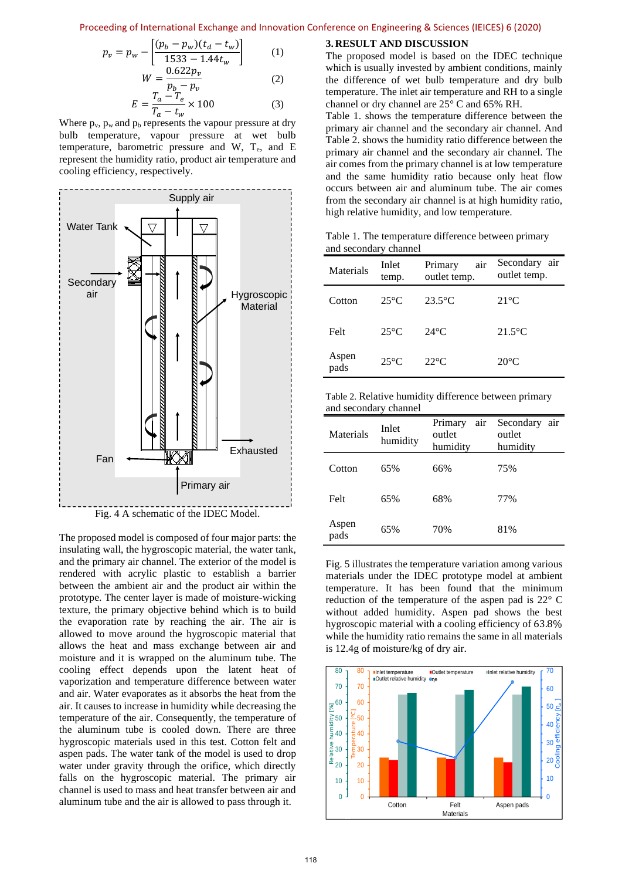$$p_v = p_w - \left[\frac{(p_b - p_w)(t_d - t_w)}{1533 - 1.44t_w}\right] \quad (1)$$

$$W = \frac{0.622p_v}{p_b - p_v} \quad (2)$$

$$E = \frac{T_a - T_e}{T_a - t_w} \times 100 \quad (3)$$

Where $p_v$, $p_w$ and $p_b$ represents the vapour pressure at dry bulb temperature, vapour pressure at wet bulb temperature, barometric pressure and W, $T_e$, and E represent the humidity ratio, product air temperature and cooling efficiency, respectively.

Fig. 4 A schematic of the IDEC Model.

The proposed model is composed of four major parts: the insulating wall, the hygroscopic material, the water tank, and the primary air channel. The exterior of the model is rendered with acrylic plastic to establish a barrier between the ambient air and the product air within the prototype. The center layer is made of moisture-wicking texture, the primary objective behind which is to build the evaporation rate by reaching the air. The air is allowed to move around the hygroscopic material that allows the heat and mass exchange between air and moisture and it is wrapped on the aluminum tube. The cooling effect depends upon the latent heat of vaporization and temperature difference between water and air. Water evaporates as it absorbs the heat from the air. It causes to increase in humidity while decreasing the temperature of the air. Consequently, the temperature of the aluminum tube is cooled down. There are three hygroscopic materials used in this test. Cotton felt and aspen pads. The water tank of the model is used to drop water under gravity through the orifice, which directly falls on the hygroscopic material. The primary air channel is used to mass and heat transfer between air and aluminum tube and the air is allowed to pass through it.

## 3. RESULT AND DISCUSSION

The proposed model is based on the IDEC technique which is usually invested by ambient conditions, mainly the difference of wet bulb temperature and dry bulb temperature. The inlet air temperature and RH to a single channel or dry channel are 25° C and 65% RH.

Table 1. shows the temperature difference between the primary air channel and the secondary air channel. And Table 2. shows the humidity ratio difference between the primary air channel and the secondary air channel. The air comes from the primary channel is at low temperature and the same humidity ratio because only heat flow occurs between air and aluminum tube. The air comes from the secondary air channel is at high humidity ratio, high relative humidity, and low temperature.

Table 1. The temperature difference between primary and secondary channel

| Materials | Inlet temp. | Primary air outlet temp. | Secondary air outlet temp. |
|---|---|---|---|
| Cotton | 25°C | 23.5°C | 21°C |
| Felt | 25°C | 24°C | 21.5°C |
| Aspen pads | 25°C | 22°C | 20°C |

Table 2. Relative humidity difference between primary and secondary channel

| Materials | Inlet humidity | Primary air outlet humidity | Secondary air outlet humidity |
|---|---|---|---|
| Cotton | 65% | 66% | 75% |
| Felt | 65% | 68% | 77% |
| Aspen pads | 65% | 70% | 81% |

Fig. 5 illustrates the temperature variation among various materials under the IDEC prototype model at ambient temperature. It has been found that the minimum reduction of the temperature of the aspen pad is 22° C without added humidity. Aspen pad shows the best hygroscopic material with a cooling efficiency of 63.8% while the humidity ratio remains the same in all materials is 12.4g of moisture/kg of dry air.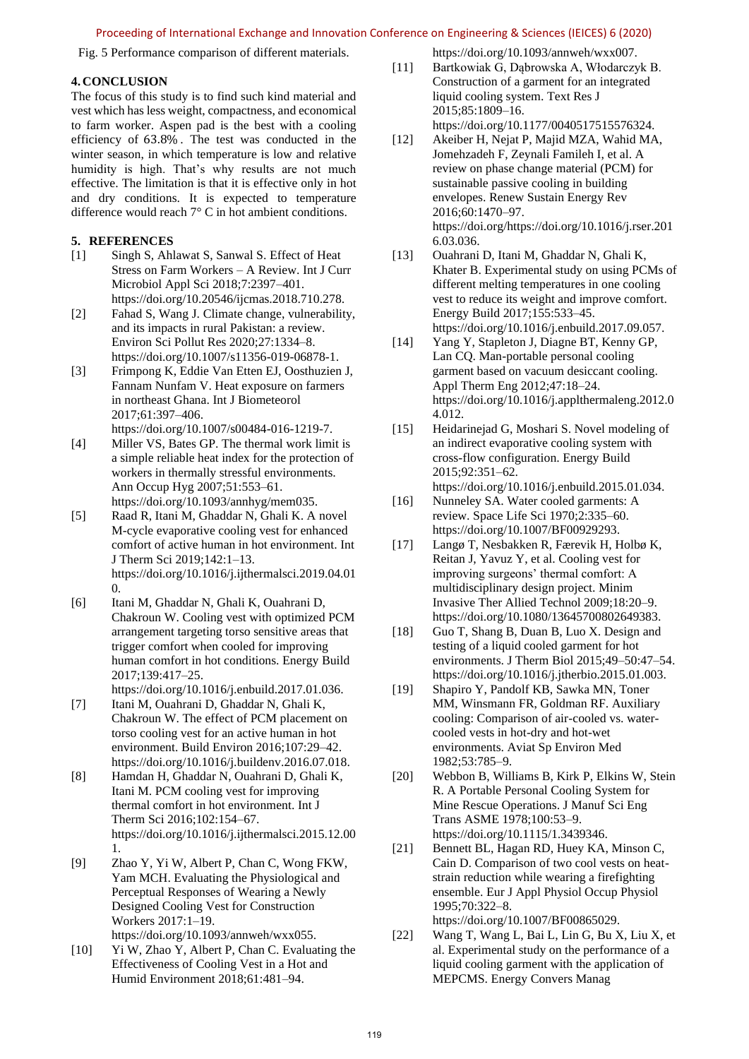Fig. 5 Performance comparison of different materials.

## 4. CONCLUSION

The focus of this study is to find such kind material and vest which has less weight, compactness, and economical to farm worker. Aspen pad is the best with a cooling efficiency of 63.8%. The test was conducted in the winter season, in which temperature is low and relative humidity is high. That's why results are not much effective. The limitation is that it is effective only in hot and dry conditions. It is expected to temperature difference would reach 7° C in hot ambient conditions.

## 5. REFERENCES

[1] Singh S, Ahlawat S, Sanwal S. Effect of Heat Stress on Farm Workers – A Review. Int J Curr Microbiol Appl Sci 2018;7:2397–401. https://doi.org/10.20546/ijcmas.2018.710.278.

[2] Fahad S, Wang J. Climate change, vulnerability, and its impacts in rural Pakistan: a review. Environ Sci Pollut Res 2020;27:1334–8. https://doi.org/10.1007/s11356-019-06878-1.

[3] Frimpong K, Eddie Van Etten EJ, Oosthuzien J, Fannam Nunfam V. Heat exposure on farmers in northeast Ghana. Int J Biometeorol 2017;61:397–406. https://doi.org/10.1007/s00484-016-1219-7.

[4] Miller VS, Bates GP. The thermal work limit is a simple reliable heat index for the protection of workers in thermally stressful environments. Ann Occup Hyg 2007;51:553–61. https://doi.org/10.1093/annhyg/mem035.

[5] Raad R, Itani M, Ghaddar N, Ghali K. A novel M-cycle evaporative cooling vest for enhanced comfort of active human in hot environment. Int J Therm Sci 2019;142:1–13. https://doi.org/10.1016/j.ijthermalsci.2019.04.010.

[6] Itani M, Ghaddar N, Ghali K, Ouahrani D, Chakroun W. Cooling vest with optimized PCM arrangement targeting torso sensitive areas that trigger comfort when cooled for improving human comfort in hot conditions. Energy Build 2017;139:417–25. https://doi.org/10.1016/j.enbuild.2017.01.036.

[7] Itani M, Ouahrani D, Ghaddar N, Ghali K, Chakroun W. The effect of PCM placement on torso cooling vest for an active human in hot environment. Build Environ 2016;107:29–42. https://doi.org/10.1016/j.buildenv.2016.07.018.

[8] Hamdan H, Ghaddar N, Ouahrani D, Ghali K, Itani M. PCM cooling vest for improving thermal comfort in hot environment. Int J Therm Sci 2016;102:154–67. https://doi.org/10.1016/j.ijthermalsci.2015.12.001.

[9] Zhao Y, Yi W, Albert P, Chan C, Wong FKW, Yam MCH. Evaluating the Physiological and Perceptual Responses of Wearing a Newly Designed Cooling Vest for Construction Workers 2017:1–19. https://doi.org/10.1093/annweh/wxx055.

[10] Yi W, Zhao Y, Albert P, Chan C. Evaluating the Effectiveness of Cooling Vest in a Hot and Humid Environment 2018;61:481–94. https://doi.org/10.1093/annweh/wxx007.

[11] Bartkowiak G, Dąbrowska A, Włodarczyk B. Construction of a garment for an integrated liquid cooling system. Text Res J 2015;85:1809–16. https://doi.org/10.1177/0040517515576324.

[12] Akeiber H, Nejat P, Majid MZA, Wahid MA, Jomehzadeh F, Zeynali Famileh I, et al. A review on phase change material (PCM) for sustainable passive cooling in building envelopes. Renew Sustain Energy Rev 2016;60:1470–97. https://doi.org/https://doi.org/10.1016/j.rser.2016.03.036.

[13] Ouahrani D, Itani M, Ghaddar N, Ghali K, Khater B. Experimental study on using PCMs of different melting temperatures in one cooling vest to reduce its weight and improve comfort. Energy Build 2017;155:533–45. https://doi.org/10.1016/j.enbuild.2017.09.057.

[14] Yang Y, Stapleton J, Diagne BT, Kenny GP, Lan CQ. Man-portable personal cooling garment based on vacuum desiccant cooling. Appl Therm Eng 2012;47:18–24. https://doi.org/10.1016/j.applthermaleng.2012.04.012.

[15] Heidarinejad G, Moshari S. Novel modeling of an indirect evaporative cooling system with cross-flow configuration. Energy Build 2015;92:351–62. https://doi.org/10.1016/j.enbuild.2015.01.034.

[16] Nunneley SA. Water cooled garments: A review. Space Life Sci 1970;2:335–60. https://doi.org/10.1007/BF00929293.

[17] Langø T, Nesbakken R, Færevik H, Holbø K, Reitan J, Yavuz Y, et al. Cooling vest for improving surgeons' thermal comfort: A multidisciplinary design project. Minim Invasive Ther Allied Technol 2009;18:20–9. https://doi.org/10.1080/13645700802649383.

[18] Guo T, Shang B, Duan B, Luo X. Design and testing of a liquid cooled garment for hot environments. J Therm Biol 2015;49–50:47–54. https://doi.org/10.1016/j.jtherbio.2015.01.003.

[19] Shapiro Y, Pandolf KB, Sawka MN, Toner MM, Winsmann FR, Goldman RF. Auxiliary cooling: Comparison of air-cooled vs. water-cooled vests in hot-dry and hot-wet environments. Aviat Sp Environ Med 1982;53:785–9.

[20] Webbon B, Williams B, Kirk P, Elkins W, Stein R. A Portable Personal Cooling System for Mine Rescue Operations. J Manuf Sci Eng Trans ASME 1978;100:53–9. https://doi.org/10.1115/1.3439346.

[21] Bennett BL, Hagan RD, Huey KA, Minson C, Cain D. Comparison of two cool vests on heat-strain reduction while wearing a firefighting ensemble. Eur J Appl Physiol Occup Physiol 1995;70:322–8. https://doi.org/10.1007/BF00865029.

[22] Wang T, Wang L, Bai L, Lin G, Bu X, Liu X, et al. Experimental study on the performance of a liquid cooling garment with the application of MEPCMS. Energy Convers Manag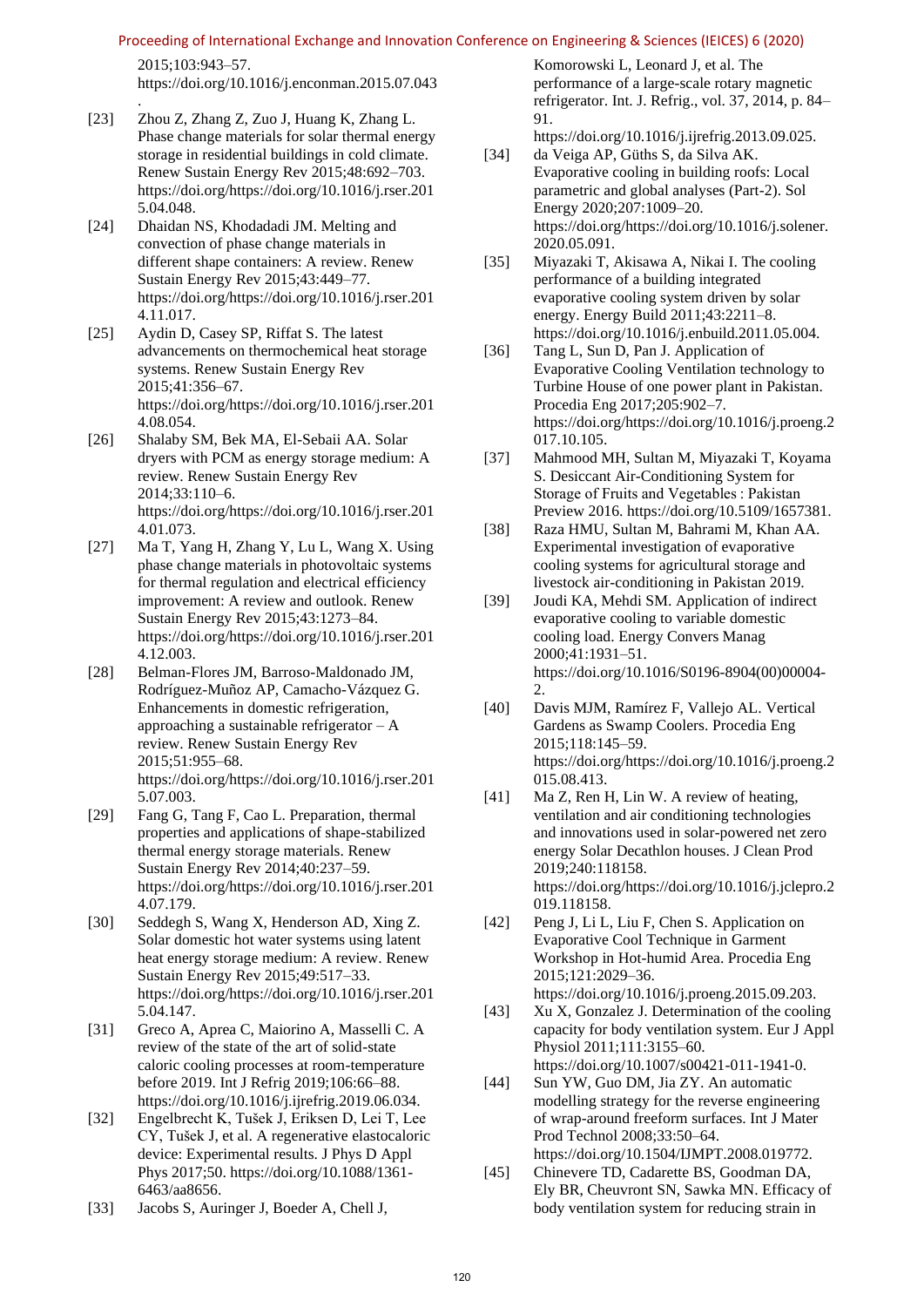2015;103:943–57. https://doi.org/10.1016/j.enconman.2015.07.043 .

[23] Zhou Z, Zhang Z, Zuo J, Huang K, Zhang L. Phase change materials for solar thermal energy storage in residential buildings in cold climate. Renew Sustain Energy Rev 2015;48:692–703. https://doi.org/https://doi.org/10.1016/j.rser.2015.04.048.

[24] Dhaidan NS, Khodadadi JM. Melting and convection of phase change materials in different shape containers: A review. Renew Sustain Energy Rev 2015;43:449–77. https://doi.org/https://doi.org/10.1016/j.rser.2014.11.017.

[25] Aydin D, Casey SP, Riffat S. The latest advancements on thermochemical heat storage systems. Renew Sustain Energy Rev 2015;41:356–67. https://doi.org/https://doi.org/10.1016/j.rser.2014.08.054.

[26] Shalaby SM, Bek MA, El-Sebaii AA. Solar dryers with PCM as energy storage medium: A review. Renew Sustain Energy Rev 2014;33:110–6. https://doi.org/https://doi.org/10.1016/j.rser.2014.01.073.

[27] Ma T, Yang H, Zhang Y, Lu L, Wang X. Using phase change materials in photovoltaic systems for thermal regulation and electrical efficiency improvement: A review and outlook. Renew Sustain Energy Rev 2015;43:1273–84. https://doi.org/https://doi.org/10.1016/j.rser.2014.12.003.

[28] Belman-Flores JM, Barroso-Maldonado JM, Rodríguez-Muñoz AP, Camacho-Vázquez G. Enhancements in domestic refrigeration, approaching a sustainable refrigerator – A review. Renew Sustain Energy Rev 2015;51:955–68. https://doi.org/https://doi.org/10.1016/j.rser.2015.07.003.

[29] Fang G, Tang F, Cao L. Preparation, thermal properties and applications of shape-stabilized thermal energy storage materials. Renew Sustain Energy Rev 2014;40:237–59. https://doi.org/https://doi.org/10.1016/j.rser.2014.07.179.

[30] Seddegh S, Wang X, Henderson AD, Xing Z. Solar domestic hot water systems using latent heat energy storage medium: A review. Renew Sustain Energy Rev 2015;49:517–33. https://doi.org/https://doi.org/10.1016/j.rser.2015.04.147.

[31] Greco A, Aprea C, Maiorino A, Masselli C. A review of the state of the art of solid-state caloric cooling processes at room-temperature before 2019. Int J Refrig 2019;106:66–88. https://doi.org/10.1016/j.ijrefrig.2019.06.034.

[32] Engelbrecht K, Tušek J, Eriksen D, Lei T, Lee CY, Tušek J, et al. A regenerative elastocaloric device: Experimental results. J Phys D Appl Phys 2017;50. https://doi.org/10.1088/1361-6463/aa8656.

[33] Jacobs S, Auringer J, Boeder A, Chell J, Komorowski L, Leonard J, et al. The performance of a large-scale rotary magnetic refrigerator. Int. J. Refrig., vol. 37, 2014, p. 84–91. https://doi.org/10.1016/j.ijrefrig.2013.09.025.

[34] da Veiga AP, Güths S, da Silva AK. Evaporative cooling in building roofs: Local parametric and global analyses (Part-2). Sol Energy 2020;207:1009–20. https://doi.org/https://doi.org/10.1016/j.solener.2020.05.091.

[35] Miyazaki T, Akisawa A, Nikai I. The cooling performance of a building integrated evaporative cooling system driven by solar energy. Energy Build 2011;43:2211–8. https://doi.org/10.1016/j.enbuild.2011.05.004.

[36] Tang L, Sun D, Pan J. Application of Evaporative Cooling Ventilation technology to Turbine House of one power plant in Pakistan. Procedia Eng 2017;205:902–7. https://doi.org/https://doi.org/10.1016/j.proeng.2017.10.105.

[37] Mahmood MH, Sultan M, Miyazaki T, Koyama S. Desiccant Air-Conditioning System for Storage of Fruits and Vegetables : Pakistan Preview 2016. https://doi.org/10.5109/1657381.

[38] Raza HMU, Sultan M, Bahrami M, Khan AA. Experimental investigation of evaporative cooling systems for agricultural storage and livestock air-conditioning in Pakistan 2019.

[39] Joudi KA, Mehdi SM. Application of indirect evaporative cooling to variable domestic cooling load. Energy Convers Manag 2000;41:1931–51. https://doi.org/10.1016/S0196-8904(00)00004-2.

[40] Davis MJM, Ramírez F, Vallejo AL. Vertical Gardens as Swamp Coolers. Procedia Eng 2015;118:145–59. https://doi.org/https://doi.org/10.1016/j.proeng.2015.08.413.

[41] Ma Z, Ren H, Lin W. A review of heating, ventilation and air conditioning technologies and innovations used in solar-powered net zero energy Solar Decathlon houses. J Clean Prod 2019;240:118158. https://doi.org/https://doi.org/10.1016/j.jclepro.2019.118158.

[42] Peng J, Li L, Liu F, Chen S. Application on Evaporative Cool Technique in Garment Workshop in Hot-humid Area. Procedia Eng 2015;121:2029–36. https://doi.org/10.1016/j.proeng.2015.09.203.

[43] Xu X, Gonzalez J. Determination of the cooling capacity for body ventilation system. Eur J Appl Physiol 2011;111:3155–60. https://doi.org/10.1007/s00421-011-1941-0.

[44] Sun YW, Guo DM, Jia ZY. An automatic modelling strategy for the reverse engineering of wrap-around freeform surfaces. Int J Mater Prod Technol 2008;33:50–64. https://doi.org/10.1504/IJMPT.2008.019772.

[45] Chinevere TD, Cadarette BS, Goodman DA, Ely BR, Cheuvront SN, Sawka MN. Efficacy of body ventilation system for reducing strain in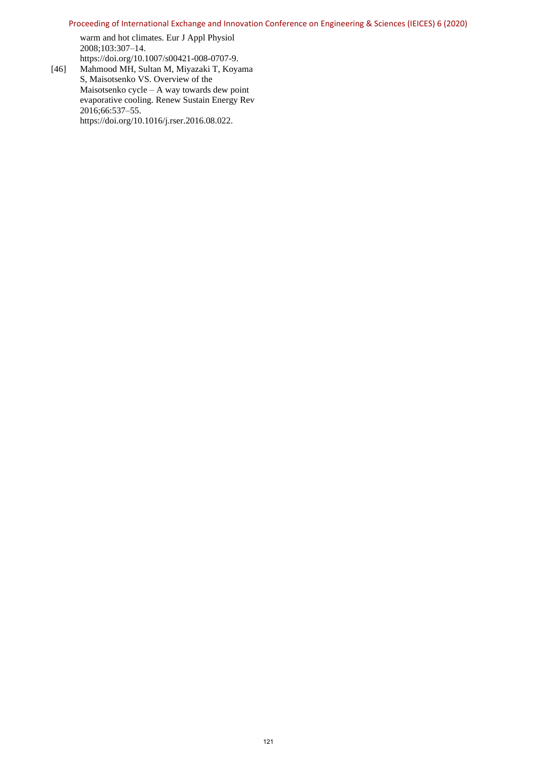warm and hot climates. Eur J Appl Physiol 2008;103:307–14. https://doi.org/10.1007/s00421-008-0707-9.

[46] Mahmood MH, Sultan M, Miyazaki T, Koyama S, Maisotsenko VS. Overview of the Maisotsenko cycle – A way towards dew point evaporative cooling. Renew Sustain Energy Rev 2016;66:537–55. https://doi.org/10.1016/j.rser.2016.08.022.